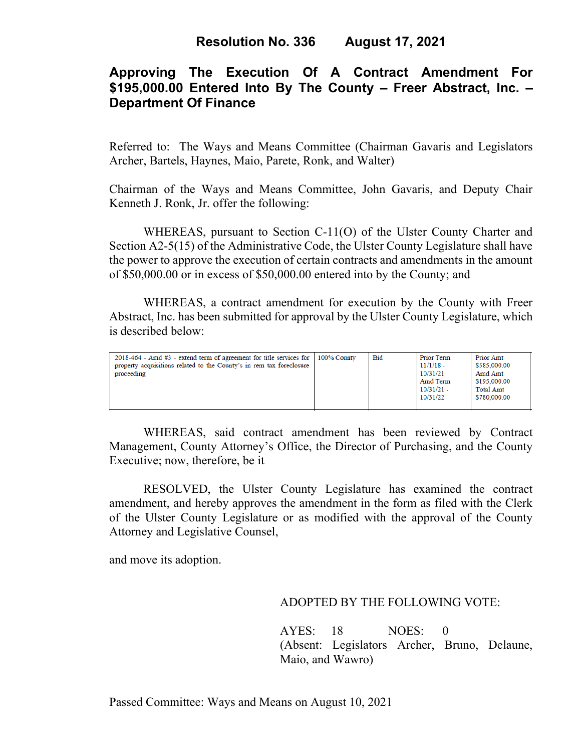# Resolution No. 336 August 17, 2021

## Approving The Execution Of A Contract Amendment For $195,000.00 Entered Into By The County – Freer Abstract, Inc. – Department Of Finance

Referred to: The Ways and Means Committee (Chairman Gavaris and Legislators Archer, Bartels, Haynes, Maio, Parete, Ronk, and Walter)

Chairman of the Ways and Means Committee, John Gavaris, and Deputy Chair Kenneth J. Ronk, Jr. offer the following:

WHEREAS, pursuant to Section C-11(O) of the Ulster County Charter and Section A2-5(15) of the Administrative Code, the Ulster County Legislature shall have the power to approve the execution of certain contracts and amendments in the amount of $50,000.00 or in excess of $50,000.00 entered into by the County; and

WHEREAS, a contract amendment for execution by the County with Freer Abstract, Inc. has been submitted for approval by the Ulster County Legislature, which is described below:

| | | | | |
|---|---|---|---|---|
| 2018-464 - Amd #3 - extend term of agreement for title services for property acquisitions related to the County's in rem tax foreclosure proceeding | 100% County | Bid | Prior Term 11/1/18 - 10/31/21 Amd Term 10/31/21 - 10/31/22 | Prior Amt $585,000.00 Amd Amt $195,000.00 Total Amt $780,000.00 |

WHEREAS, said contract amendment has been reviewed by Contract Management, County Attorney's Office, the Director of Purchasing, and the County Executive; now, therefore, be it

RESOLVED, the Ulster County Legislature has examined the contract amendment, and hereby approves the amendment in the form as filed with the Clerk of the Ulster County Legislature or as modified with the approval of the County Attorney and Legislative Counsel,

and move its adoption.

ADOPTED BY THE FOLLOWING VOTE:

AYES: 18 NOES: 0
(Absent: Legislators Archer, Bruno, Delaune, Maio, and Wawro)

Passed Committee: Ways and Means on August 10, 2021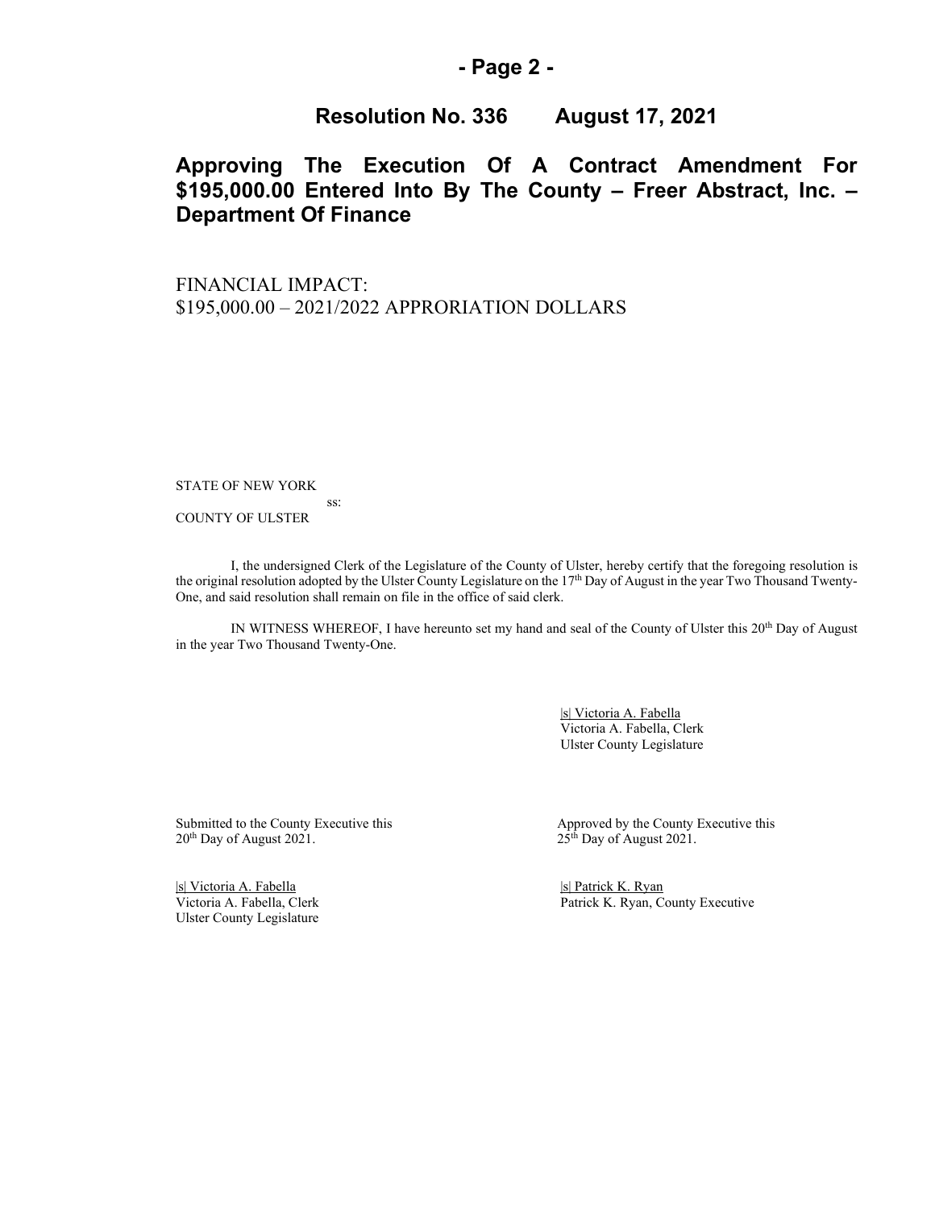## Resolution No. 336 August 17, 2021

## Approving The Execution Of A Contract Amendment For $195,000.00 Entered Into By The County – Freer Abstract, Inc. – Department Of Finance

FINANCIAL IMPACT:
$195,000.00 – 2021/2022 APPRORIATION DOLLARS

STATE OF NEW YORK
ss:
COUNTY OF ULSTER

I, the undersigned Clerk of the Legislature of the County of Ulster, hereby certify that the foregoing resolution is the original resolution adopted by the Ulster County Legislature on the 17th Day of August in the year Two Thousand Twenty-One, and said resolution shall remain on file in the office of said clerk.

IN WITNESS WHEREOF, I have hereunto set my hand and seal of the County of Ulster this 20th Day of August in the year Two Thousand Twenty-One.

|s| Victoria A. Fabella
Victoria A. Fabella, Clerk
Ulster County Legislature

Submitted to the County Executive this 20th Day of August 2021.

|s| Victoria A. Fabella
Victoria A. Fabella, Clerk
Ulster County Legislature

Approved by the County Executive this 25th Day of August 2021.

|s| Patrick K. Ryan
Patrick K. Ryan, County Executive